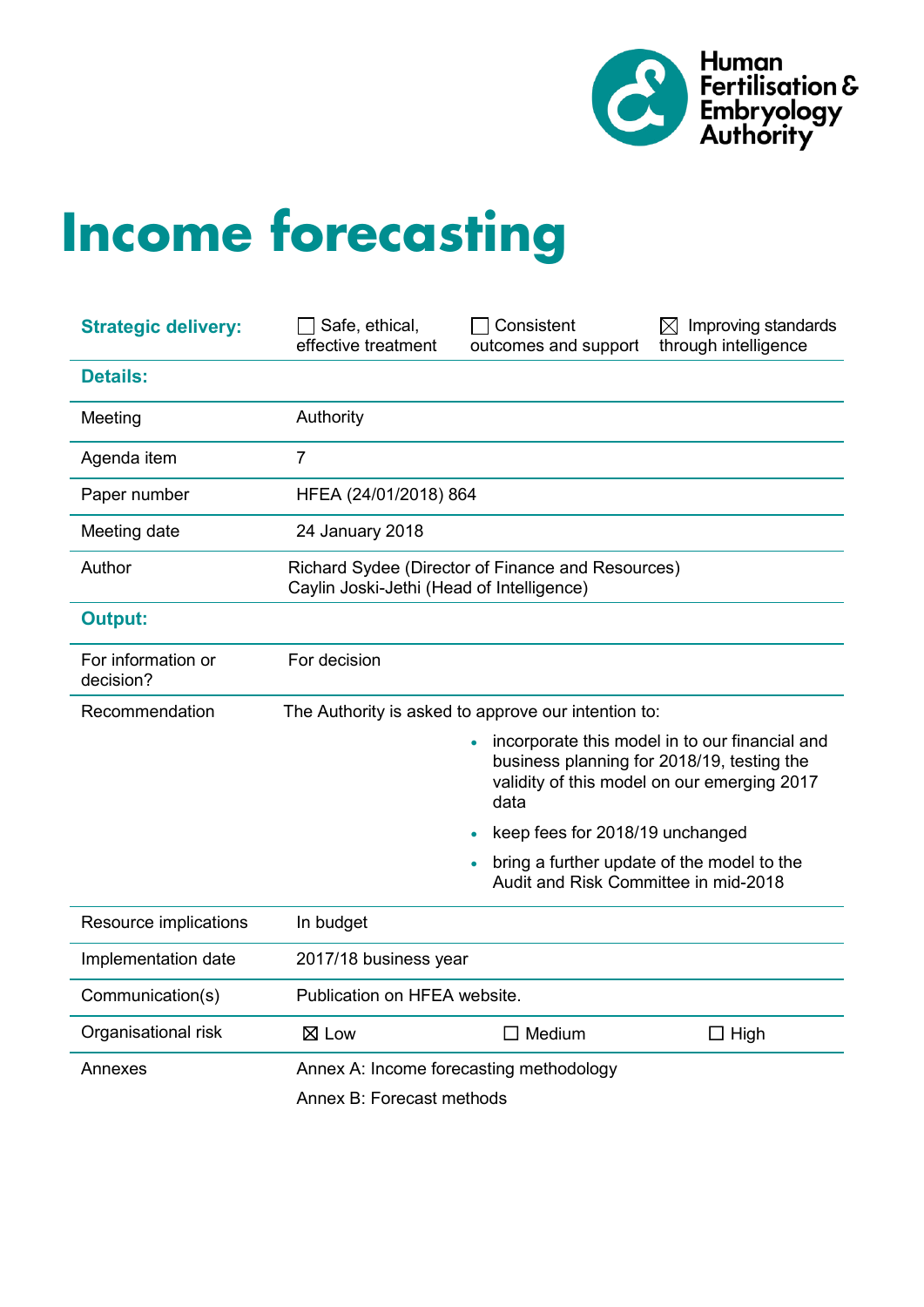Human Fertilisation & Embryology Authority

# Income forecasting

| **Strategic delivery:** | ☐ Safe, ethical, effective treatment | ☐ Consistent outcomes and support | ☒ Improving standards through intelligence |
|---|---|---|---|
| **Details:** | | | |
| Meeting | Authority | | |
| Agenda item | 7 | | |
| Paper number | HFEA (24/01/2018) 864 | | |
| Meeting date | 24 January 2018 | | |
| Author | Richard Sydee (Director of Finance and Resources)<br>Caylin Joski-Jethi (Head of Intelligence) | | |
| **Output:** | | | |
| For information or decision? | For decision | | |
| Recommendation | The Authority is asked to approve our intention to:<br>• incorporate this model in to our financial and business planning for 2018/19, testing the validity of this model on our emerging 2017 data<br>• keep fees for 2018/19 unchanged<br>• bring a further update of the model to the Audit and Risk Committee in mid-2018 | | |
| Resource implications | In budget | | |
| Implementation date | 2017/18 business year | | |
| Communication(s) | Publication on HFEA website. | | |
| Organisational risk | ☒ Low | ☐ Medium | ☐ High |
| Annexes | Annex A: Income forecasting methodology<br>Annex B: Forecast methods | | |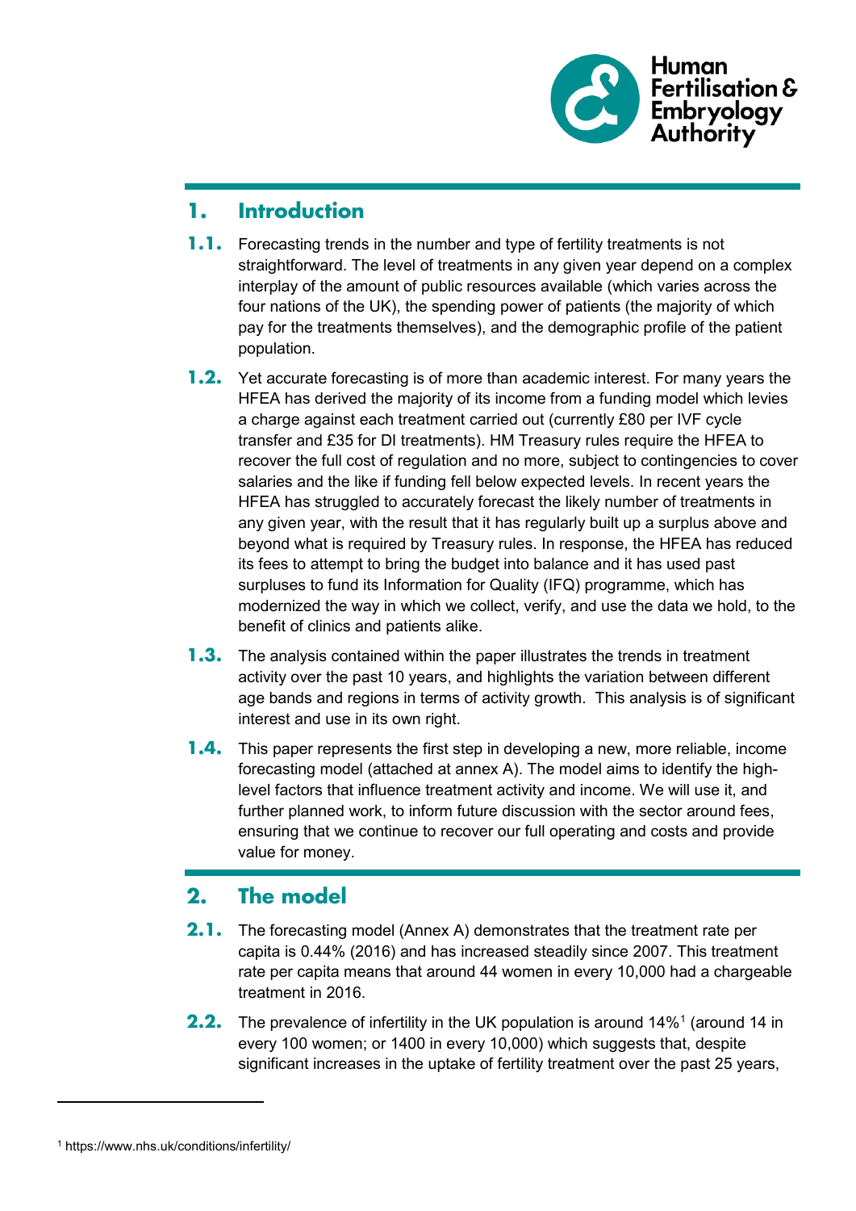## 1. Introduction

**1.1.** Forecasting trends in the number and type of fertility treatments is not straightforward. The level of treatments in any given year depend on a complex interplay of the amount of public resources available (which varies across the four nations of the UK), the spending power of patients (the majority of which pay for the treatments themselves), and the demographic profile of the patient population.

**1.2.** Yet accurate forecasting is of more than academic interest. For many years the HFEA has derived the majority of its income from a funding model which levies a charge against each treatment carried out (currently £80 per IVF cycle transfer and £35 for DI treatments). HM Treasury rules require the HFEA to recover the full cost of regulation and no more, subject to contingencies to cover salaries and the like if funding fell below expected levels. In recent years the HFEA has struggled to accurately forecast the likely number of treatments in any given year, with the result that it has regularly built up a surplus above and beyond what is required by Treasury rules. In response, the HFEA has reduced its fees to attempt to bring the budget into balance and it has used past surpluses to fund its Information for Quality (IFQ) programme, which has modernized the way in which we collect, verify, and use the data we hold, to the benefit of clinics and patients alike.

**1.3.** The analysis contained within the paper illustrates the trends in treatment activity over the past 10 years, and highlights the variation between different age bands and regions in terms of activity growth. This analysis is of significant interest and use in its own right.

**1.4.** This paper represents the first step in developing a new, more reliable, income forecasting model (attached at annex A). The model aims to identify the high-level factors that influence treatment activity and income. We will use it, and further planned work, to inform future discussion with the sector around fees, ensuring that we continue to recover our full operating and costs and provide value for money.

## 2. The model

**2.1.** The forecasting model (Annex A) demonstrates that the treatment rate per capita is 0.44% (2016) and has increased steadily since 2007. This treatment rate per capita means that around 44 women in every 10,000 had a chargeable treatment in 2016.

**2.2.** The prevalence of infertility in the UK population is around 14%[1] (around 14 in every 100 women; or 1400 in every 10,000) which suggests that, despite significant increases in the uptake of fertility treatment over the past 25 years,

---

[1] https://www.nhs.uk/conditions/infertility/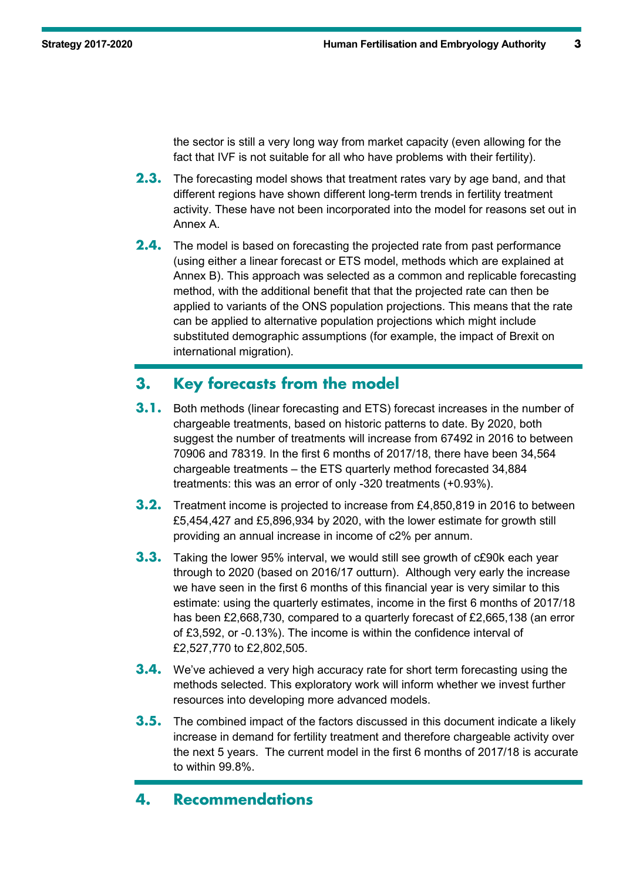the sector is still a very long way from market capacity (even allowing for the fact that IVF is not suitable for all who have problems with their fertility).

**2.3.** The forecasting model shows that treatment rates vary by age band, and that different regions have shown different long-term trends in fertility treatment activity. These have not been incorporated into the model for reasons set out in Annex A.

**2.4.** The model is based on forecasting the projected rate from past performance (using either a linear forecast or ETS model, methods which are explained at Annex B). This approach was selected as a common and replicable forecasting method, with the additional benefit that that the projected rate can then be applied to variants of the ONS population projections. This means that the rate can be applied to alternative population projections which might include substituted demographic assumptions (for example, the impact of Brexit on international migration).

## 3. Key forecasts from the model

**3.1.** Both methods (linear forecasting and ETS) forecast increases in the number of chargeable treatments, based on historic patterns to date. By 2020, both suggest the number of treatments will increase from 67492 in 2016 to between 70906 and 78319. In the first 6 months of 2017/18, there have been 34,564 chargeable treatments – the ETS quarterly method forecasted 34,884 treatments: this was an error of only -320 treatments (+0.93%).

**3.2.** Treatment income is projected to increase from £4,850,819 in 2016 to between £5,454,427 and £5,896,934 by 2020, with the lower estimate for growth still providing an annual increase in income of c2% per annum.

**3.3.** Taking the lower 95% interval, we would still see growth of c£90k each year through to 2020 (based on 2016/17 outturn). Although very early the increase we have seen in the first 6 months of this financial year is very similar to this estimate: using the quarterly estimates, income in the first 6 months of 2017/18 has been £2,668,730, compared to a quarterly forecast of £2,665,138 (an error of £3,592, or -0.13%). The income is within the confidence interval of £2,527,770 to £2,802,505.

**3.4.** We've achieved a very high accuracy rate for short term forecasting using the methods selected. This exploratory work will inform whether we invest further resources into developing more advanced models.

**3.5.** The combined impact of the factors discussed in this document indicate a likely increase in demand for fertility treatment and therefore chargeable activity over the next 5 years. The current model in the first 6 months of 2017/18 is accurate to within 99.8%.

## 4. Recommendations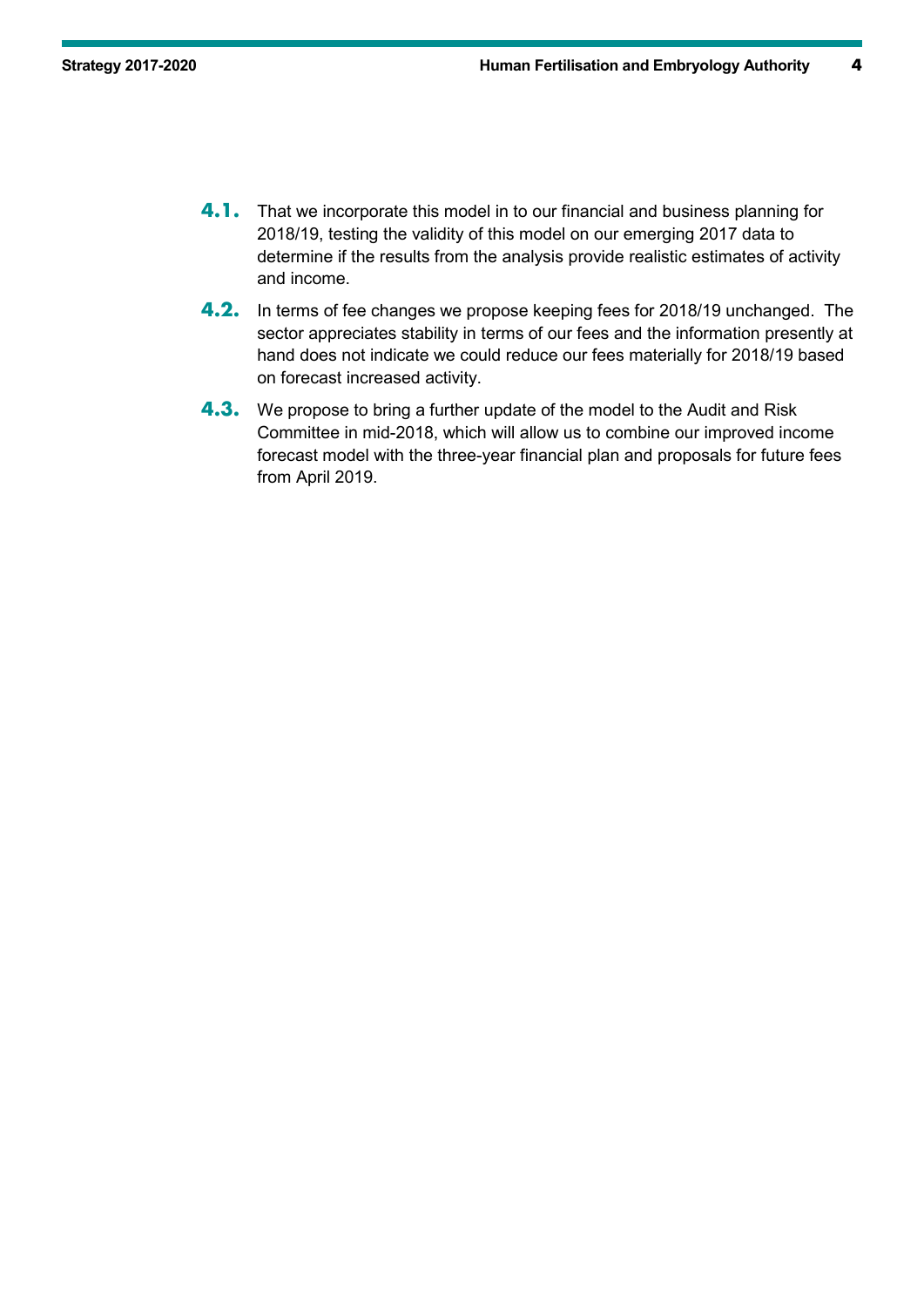**4.1.** That we incorporate this model in to our financial and business planning for 2018/19, testing the validity of this model on our emerging 2017 data to determine if the results from the analysis provide realistic estimates of activity and income.

**4.2.** In terms of fee changes we propose keeping fees for 2018/19 unchanged. The sector appreciates stability in terms of our fees and the information presently at hand does not indicate we could reduce our fees materially for 2018/19 based on forecast increased activity.

**4.3.** We propose to bring a further update of the model to the Audit and Risk Committee in mid-2018, which will allow us to combine our improved income forecast model with the three-year financial plan and proposals for future fees from April 2019.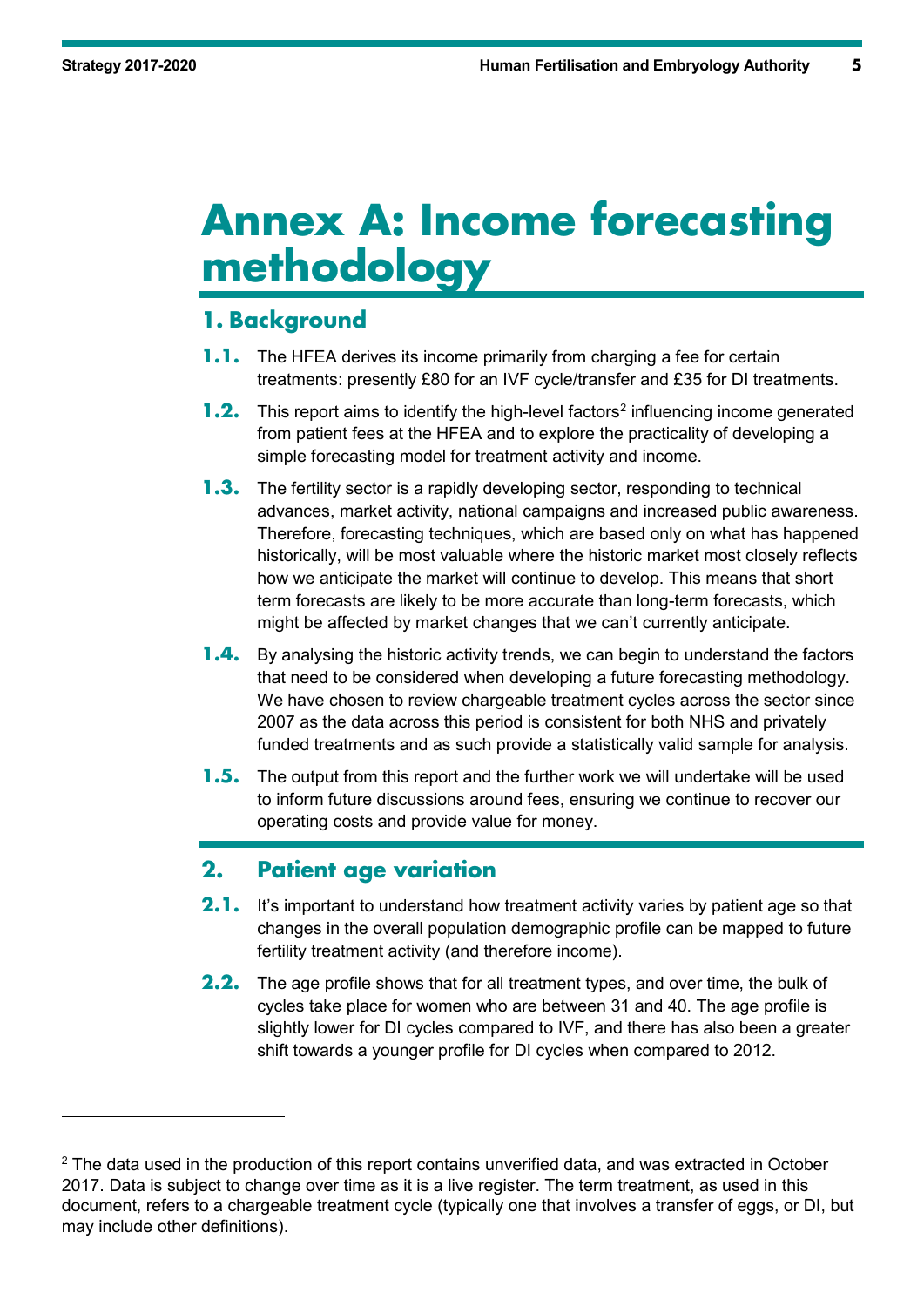# Annex A: Income forecasting methodology

## 1. Background

**1.1.** The HFEA derives its income primarily from charging a fee for certain treatments: presently £80 for an IVF cycle/transfer and £35 for DI treatments.

**1.2.** This report aims to identify the high-level factors[2] influencing income generated from patient fees at the HFEA and to explore the practicality of developing a simple forecasting model for treatment activity and income.

**1.3.** The fertility sector is a rapidly developing sector, responding to technical advances, market activity, national campaigns and increased public awareness. Therefore, forecasting techniques, which are based only on what has happened historically, will be most valuable where the historic market most closely reflects how we anticipate the market will continue to develop. This means that short term forecasts are likely to be more accurate than long-term forecasts, which might be affected by market changes that we can't currently anticipate.

**1.4.** By analysing the historic activity trends, we can begin to understand the factors that need to be considered when developing a future forecasting methodology. We have chosen to review chargeable treatment cycles across the sector since 2007 as the data across this period is consistent for both NHS and privately funded treatments and as such provide a statistically valid sample for analysis.

**1.5.** The output from this report and the further work we will undertake will be used to inform future discussions around fees, ensuring we continue to recover our operating costs and provide value for money.

## 2. Patient age variation

**2.1.** It's important to understand how treatment activity varies by patient age so that changes in the overall population demographic profile can be mapped to future fertility treatment activity (and therefore income).

**2.2.** The age profile shows that for all treatment types, and over time, the bulk of cycles take place for women who are between 31 and 40. The age profile is slightly lower for DI cycles compared to IVF, and there has also been a greater shift towards a younger profile for DI cycles when compared to 2012.

---

[2] The data used in the production of this report contains unverified data, and was extracted in October 2017. Data is subject to change over time as it is a live register. The term treatment, as used in this document, refers to a chargeable treatment cycle (typically one that involves a transfer of eggs, or DI, but may include other definitions).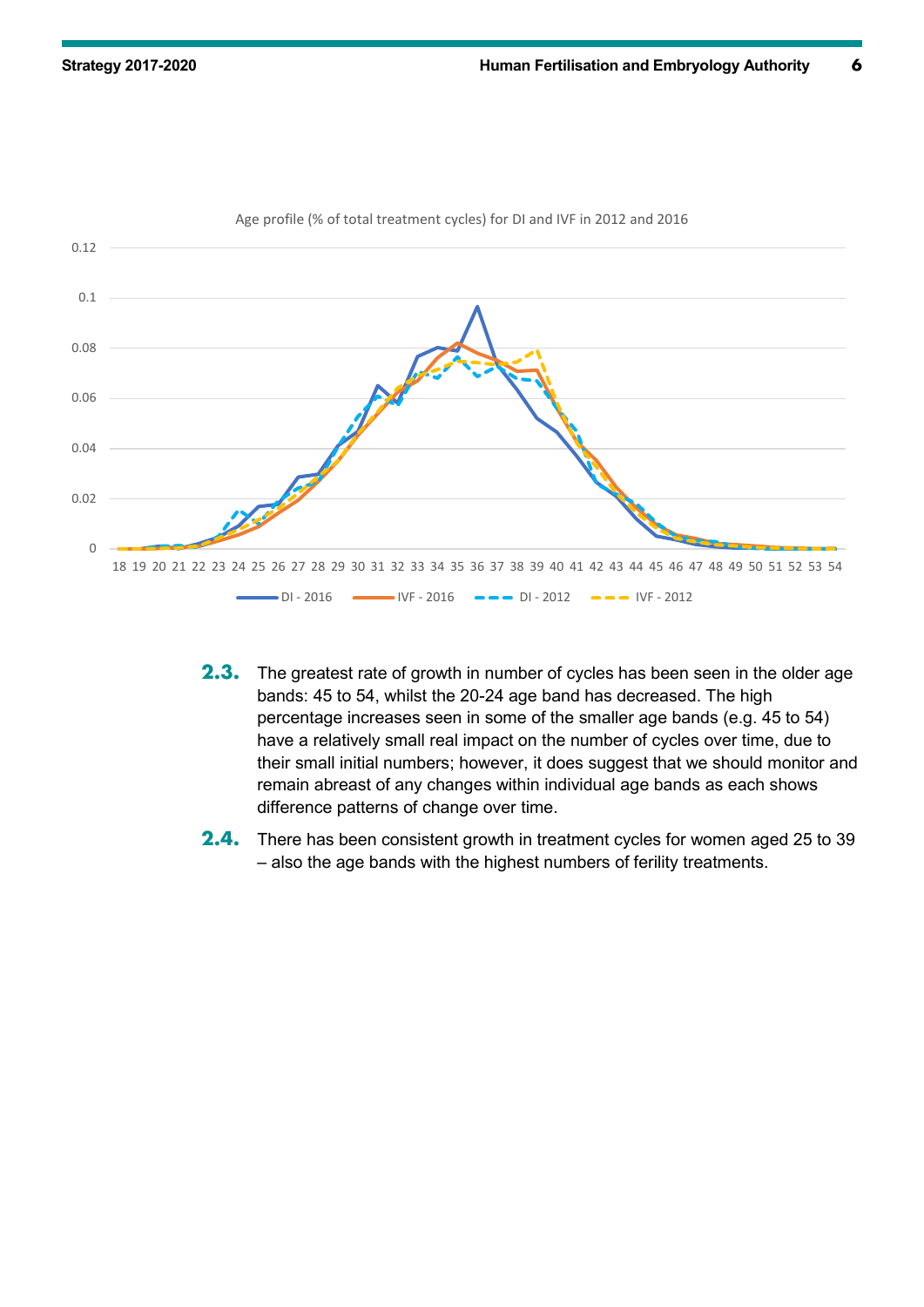Age profile (% of total treatment cycles) for DI and IVF in 2012 and 2016

2.3. The greatest rate of growth in number of cycles has been seen in the older age bands: 45 to 54, whilst the 20-24 age band has decreased. The high percentage increases seen in some of the smaller age bands (e.g. 45 to 54) have a relatively small real impact on the number of cycles over time, due to their small initial numbers; however, it does suggest that we should monitor and remain abreast of any changes within individual age bands as each shows difference patterns of change over time.

2.4. There has been consistent growth in treatment cycles for women aged 25 to 39 – also the age bands with the highest numbers of ferility treatments.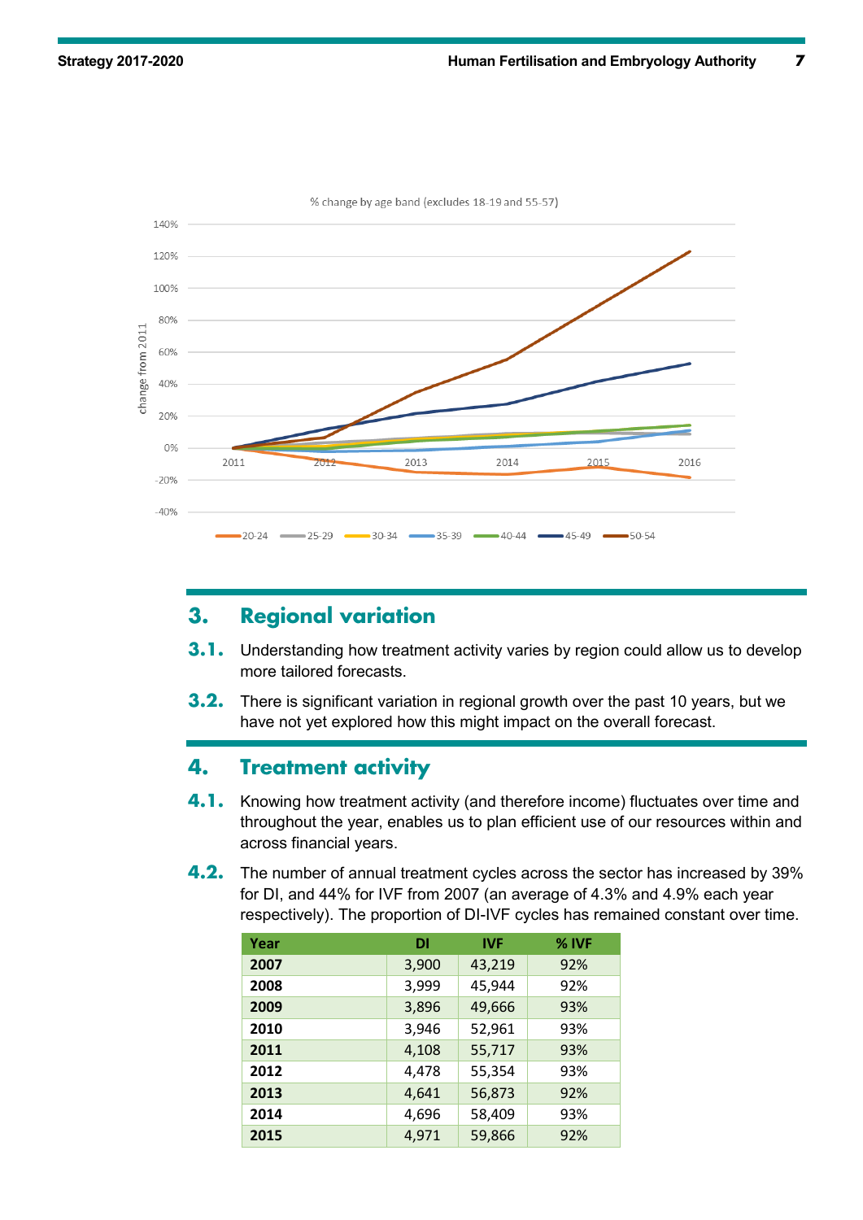% change by age band (excludes 18-19 and 55-57)

## 3. Regional variation

**3.1.** Understanding how treatment activity varies by region could allow us to develop more tailored forecasts.

**3.2.** There is significant variation in regional growth over the past 10 years, but we have not yet explored how this might impact on the overall forecast.

## 4. Treatment activity

**4.1.** Knowing how treatment activity (and therefore income) fluctuates over time and throughout the year, enables us to plan efficient use of our resources within and across financial years.

**4.2.** The number of annual treatment cycles across the sector has increased by 39% for DI, and 44% for IVF from 2007 (an average of 4.3% and 4.9% each year respectively). The proportion of DI-IVF cycles has remained constant over time.

| Year | DI | IVF | % IVF |
|---|---|---|---|
| **2007** | 3,900 | 43,219 | 92% |
| **2008** | 3,999 | 45,944 | 92% |
| **2009** | 3,896 | 49,666 | 93% |
| **2010** | 3,946 | 52,961 | 93% |
| **2011** | 4,108 | 55,717 | 93% |
| **2012** | 4,478 | 55,354 | 93% |
| **2013** | 4,641 | 56,873 | 92% |
| **2014** | 4,696 | 58,409 | 93% |
| **2015** | 4,971 | 59,866 | 92% |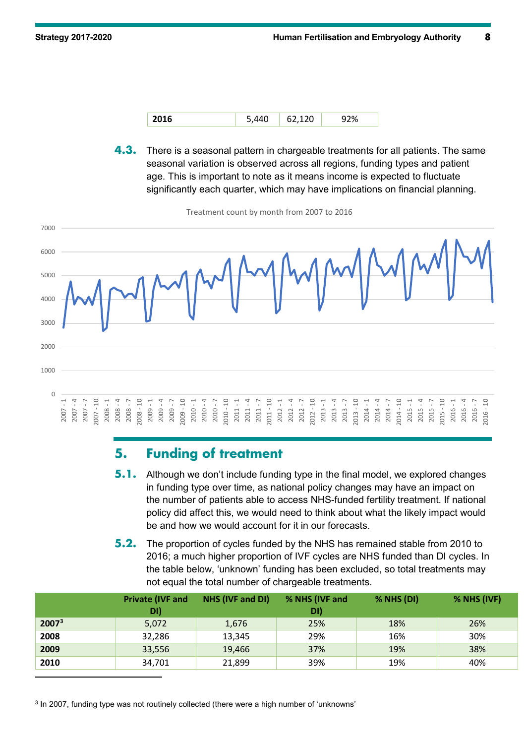| 2016 | 5,440 | 62,120 | 92% |
|---|---|---|---|

**4.3.** There is a seasonal pattern in chargeable treatments for all patients. The same seasonal variation is observed across all regions, funding types and patient age. This is important to note as it means income is expected to fluctuate significantly each quarter, which may have implications on financial planning.

Treatment count by month from 2007 to 2016

## 5. Funding of treatment

**5.1.** Although we don't include funding type in the final model, we explored changes in funding type over time, as national policy changes may have an impact on the number of patients able to access NHS-funded fertility treatment. If national policy did affect this, we would need to think about what the likely impact would be and how we would account for it in our forecasts.

**5.2.** The proportion of cycles funded by the NHS has remained stable from 2010 to 2016; a much higher proportion of IVF cycles are NHS funded than DI cycles. In the table below, 'unknown' funding has been excluded, so total treatments may not equal the total number of chargeable treatments.

| | Private (IVF and DI) | NHS (IVF and DI) | % NHS (IVF and DI) | % NHS (DI) | % NHS (IVF) |
|---|---|---|---|---|---|
| **2007**[3] | 5,072 | 1,676 | 25% | 18% | 26% |
| **2008** | 32,286 | 13,345 | 29% | 16% | 30% |
| **2009** | 33,556 | 19,466 | 37% | 19% | 38% |
| **2010** | 34,701 | 21,899 | 39% | 19% | 40% |

[3] In 2007, funding type was not routinely collected (there were a high number of 'unknowns'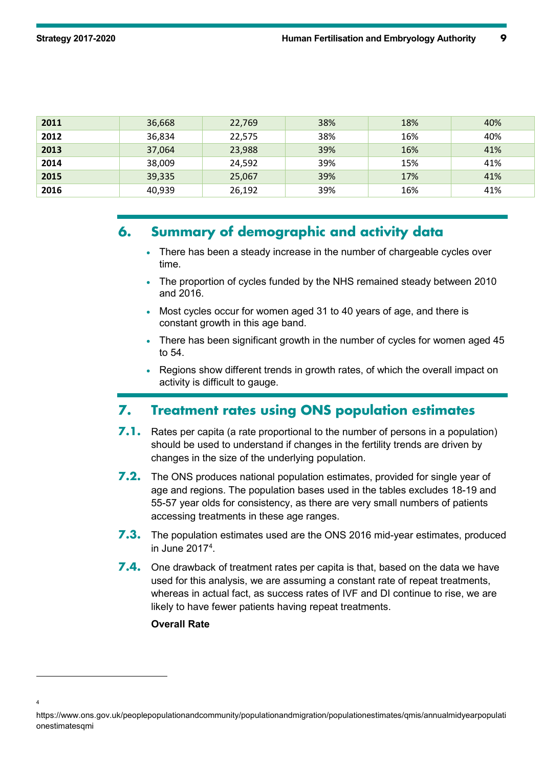| | | | | | |
|---|---|---|---|---|---|
| **2011** | 36,668 | 22,769 | 38% | 18% | 40% |
| **2012** | 36,834 | 22,575 | 38% | 16% | 40% |
| **2013** | 37,064 | 23,988 | 39% | 16% | 41% |
| **2014** | 38,009 | 24,592 | 39% | 15% | 41% |
| **2015** | 39,335 | 25,067 | 39% | 17% | 41% |
| **2016** | 40,939 | 26,192 | 39% | 16% | 41% |

## 6. Summary of demographic and activity data

- There has been a steady increase in the number of chargeable cycles over time.
- The proportion of cycles funded by the NHS remained steady between 2010 and 2016.
- Most cycles occur for women aged 31 to 40 years of age, and there is constant growth in this age band.
- There has been significant growth in the number of cycles for women aged 45 to 54.
- Regions show different trends in growth rates, of which the overall impact on activity is difficult to gauge.

## 7. Treatment rates using ONS population estimates

**7.1.** Rates per capita (a rate proportional to the number of persons in a population) should be used to understand if changes in the fertility trends are driven by changes in the size of the underlying population.

**7.2.** The ONS produces national population estimates, provided for single year of age and regions. The population bases used in the tables excludes 18-19 and 55-57 year olds for consistency, as there are very small numbers of patients accessing treatments in these age ranges.

**7.3.** The population estimates used are the ONS 2016 mid-year estimates, produced in June 2017[4].

**7.4.** One drawback of treatment rates per capita is that, based on the data we have used for this analysis, we are assuming a constant rate of repeat treatments, whereas in actual fact, as success rates of IVF and DI continue to rise, we are likely to have fewer patients having repeat treatments.

**Overall Rate**

[4] https://www.ons.gov.uk/peoplepopulationandcommunity/populationandmigration/populationestimates/qmis/annualmidyearpopulationestimatesqmi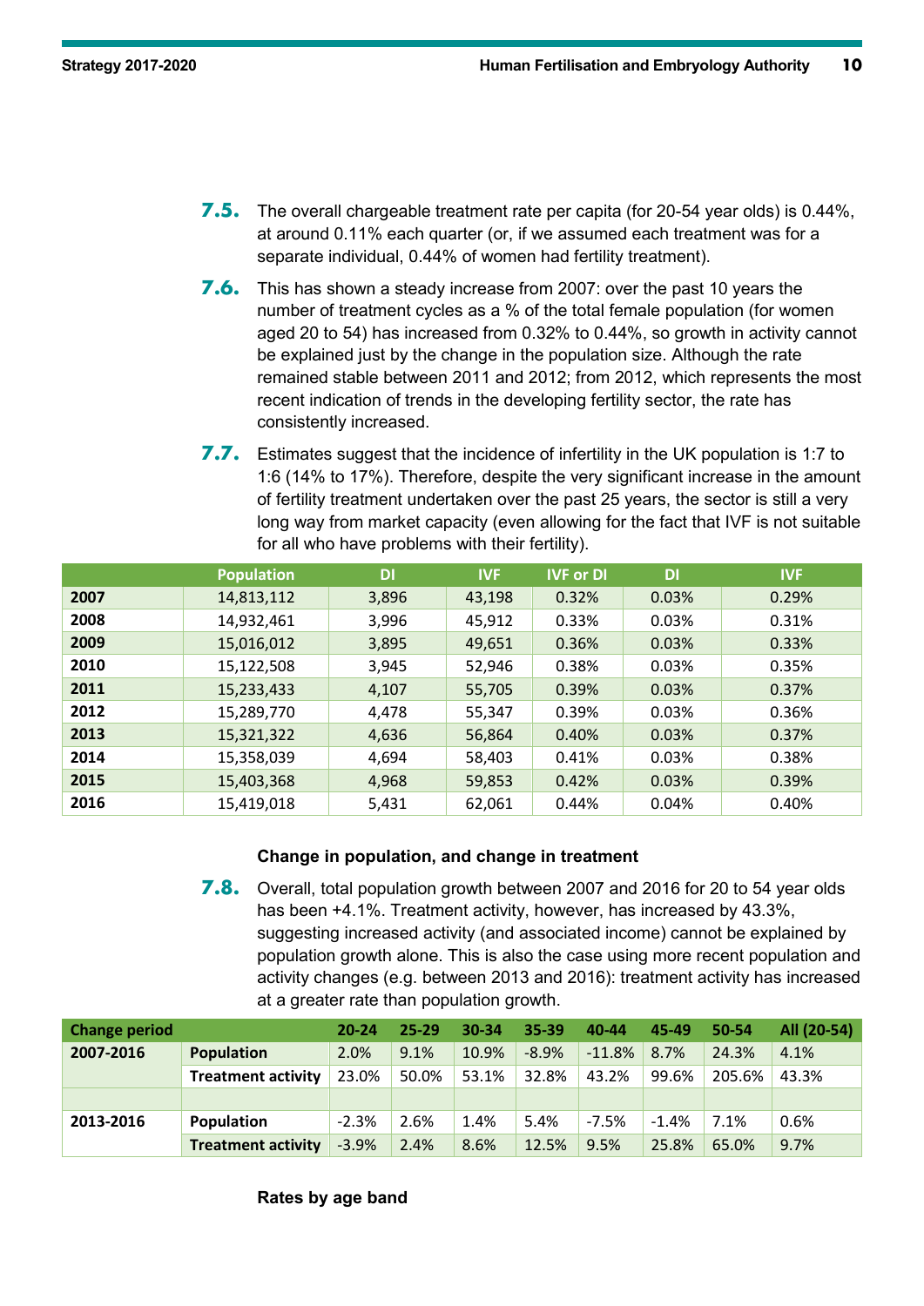**7.5.** The overall chargeable treatment rate per capita (for 20-54 year olds) is 0.44%, at around 0.11% each quarter (or, if we assumed each treatment was for a separate individual, 0.44% of women had fertility treatment).

**7.6.** This has shown a steady increase from 2007: over the past 10 years the number of treatment cycles as a % of the total female population (for women aged 20 to 54) has increased from 0.32% to 0.44%, so growth in activity cannot be explained just by the change in the population size. Although the rate remained stable between 2011 and 2012; from 2012, which represents the most recent indication of trends in the developing fertility sector, the rate has consistently increased.

**7.7.** Estimates suggest that the incidence of infertility in the UK population is 1:7 to 1:6 (14% to 17%). Therefore, despite the very significant increase in the amount of fertility treatment undertaken over the past 25 years, the sector is still a very long way from market capacity (even allowing for the fact that IVF is not suitable for all who have problems with their fertility).

| | Population | DI | IVF | IVF or DI | DI | IVF |
|---|---|---|---|---|---|---|
| **2007** | 14,813,112 | 3,896 | 43,198 | 0.32% | 0.03% | 0.29% |
| **2008** | 14,932,461 | 3,996 | 45,912 | 0.33% | 0.03% | 0.31% |
| **2009** | 15,016,012 | 3,895 | 49,651 | 0.36% | 0.03% | 0.33% |
| **2010** | 15,122,508 | 3,945 | 52,946 | 0.38% | 0.03% | 0.35% |
| **2011** | 15,233,433 | 4,107 | 55,705 | 0.39% | 0.03% | 0.37% |
| **2012** | 15,289,770 | 4,478 | 55,347 | 0.39% | 0.03% | 0.36% |
| **2013** | 15,321,322 | 4,636 | 56,864 | 0.40% | 0.03% | 0.37% |
| **2014** | 15,358,039 | 4,694 | 58,403 | 0.41% | 0.03% | 0.38% |
| **2015** | 15,403,368 | 4,968 | 59,853 | 0.42% | 0.03% | 0.39% |
| **2016** | 15,419,018 | 5,431 | 62,061 | 0.44% | 0.04% | 0.40% |

### Change in population, and change in treatment

**7.8.** Overall, total population growth between 2007 and 2016 for 20 to 54 year olds has been +4.1%. Treatment activity, however, has increased by 43.3%, suggesting increased activity (and associated income) cannot be explained by population growth alone. This is also the case using more recent population and activity changes (e.g. between 2013 and 2016): treatment activity has increased at a greater rate than population growth.

| Change period | | 20-24 | 25-29 | 30-34 | 35-39 | 40-44 | 45-49 | 50-54 | All (20-54) |
|---|---|---|---|---|---|---|---|---|---|
| **2007-2016** | **Population** | 2.0% | 9.1% | 10.9% | -8.9% | -11.8% | 8.7% | 24.3% | 4.1% |
| | **Treatment activity** | 23.0% | 50.0% | 53.1% | 32.8% | 43.2% | 99.6% | 205.6% | 43.3% |
| | | | | | | | | | |
| **2013-2016** | **Population** | -2.3% | 2.6% | 1.4% | 5.4% | -7.5% | -1.4% | 7.1% | 0.6% |
| | **Treatment activity** | -3.9% | 2.4% | 8.6% | 12.5% | 9.5% | 25.8% | 65.0% | 9.7% |

### Rates by age band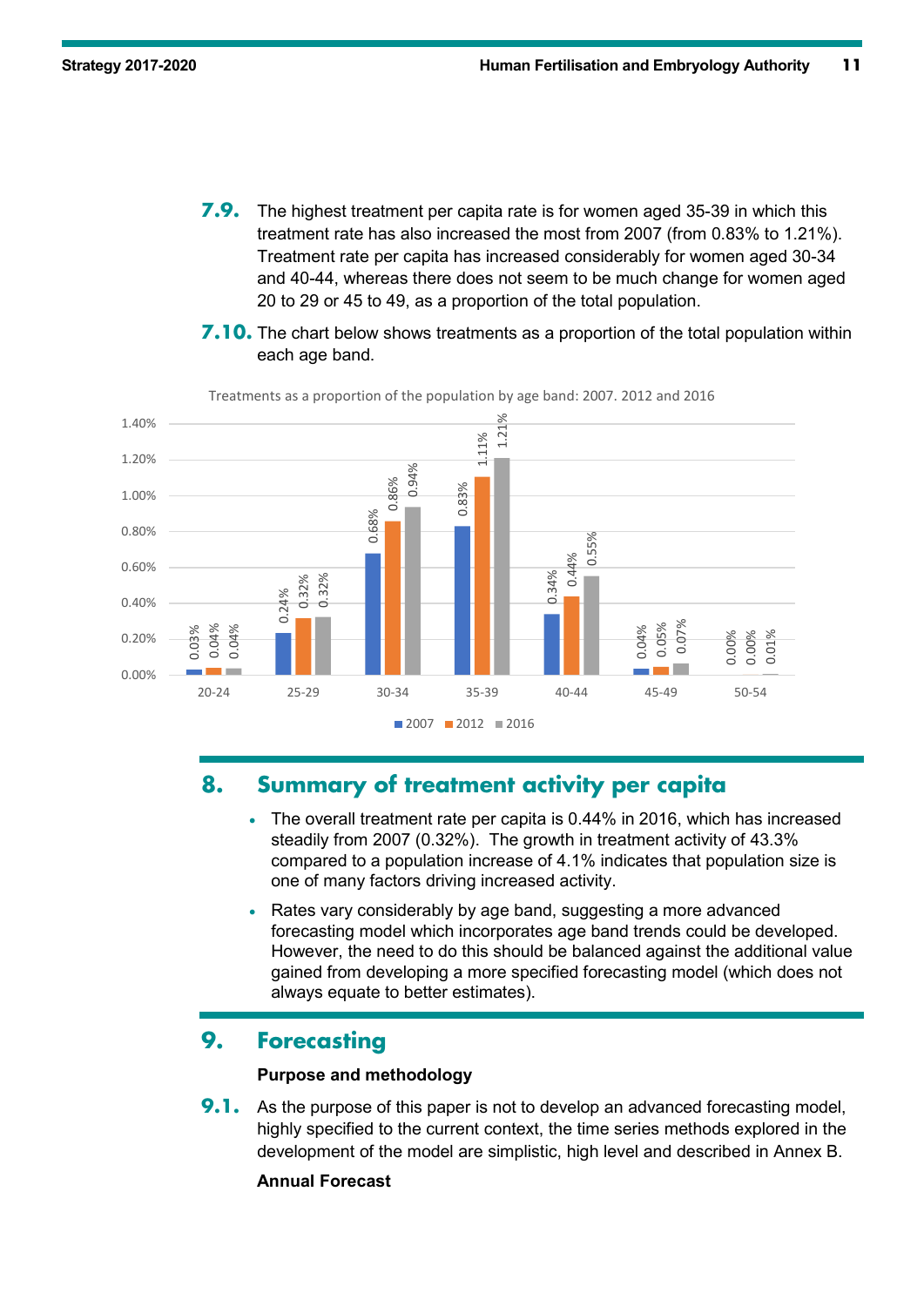**7.9.** The highest treatment per capita rate is for women aged 35-39 in which this treatment rate has also increased the most from 2007 (from 0.83% to 1.21%). Treatment rate per capita has increased considerably for women aged 30-34 and 40-44, whereas there does not seem to be much change for women aged 20 to 29 or 45 to 49, as a proportion of the total population.

**7.10.** The chart below shows treatments as a proportion of the total population within each age band.

Treatments as a proportion of the population by age band: 2007. 2012 and 2016

| Age band | 2007 | 2012 | 2016 |
|---|---|---|---|
| 20-24 | 0.03% | 0.04% | 0.04% |
| 25-29 | 0.24% | 0.32% | 0.32% |
| 30-34 | 0.68% | 0.86% | 0.94% |
| 35-39 | 0.83% | 1.11% | 1.21% |
| 40-44 | 0.34% | 0.44% | 0.55% |
| 45-49 | 0.04% | 0.05% | 0.07% |
| 50-54 | 0.00% | 0.00% | 0.01% |

## 8. Summary of treatment activity per capita

- The overall treatment rate per capita is 0.44% in 2016, which has increased steadily from 2007 (0.32%). The growth in treatment activity of 43.3% compared to a population increase of 4.1% indicates that population size is one of many factors driving increased activity.
- Rates vary considerably by age band, suggesting a more advanced forecasting model which incorporates age band trends could be developed. However, the need to do this should be balanced against the additional value gained from developing a more specified forecasting model (which does not always equate to better estimates).

## 9. Forecasting

**Purpose and methodology**

**9.1.** As the purpose of this paper is not to develop an advanced forecasting model, highly specified to the current context, the time series methods explored in the development of the model are simplistic, high level and described in Annex B.

**Annual Forecast**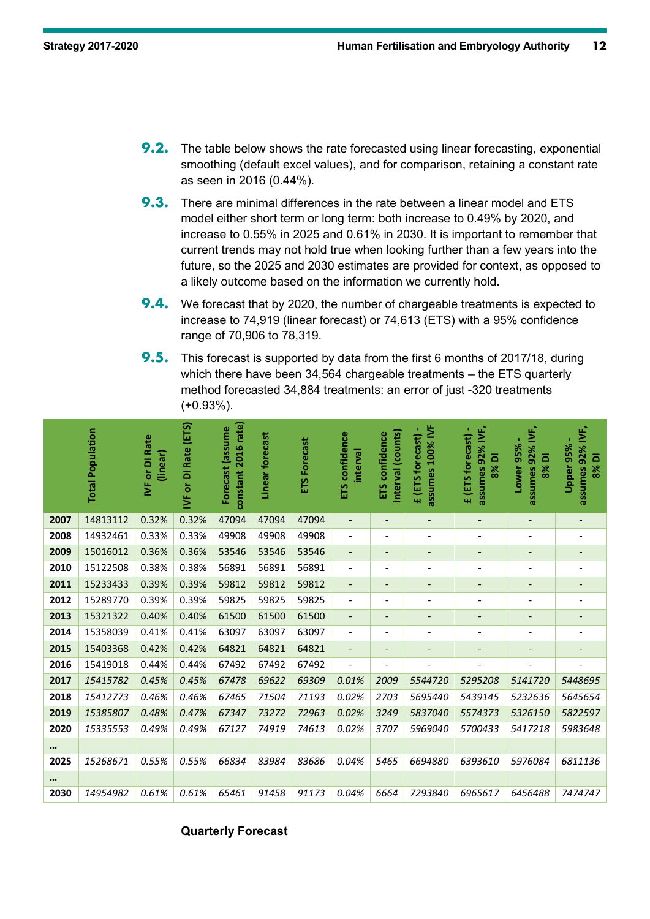**9.2.** The table below shows the rate forecasted using linear forecasting, exponential smoothing (default excel values), and for comparison, retaining a constant rate as seen in 2016 (0.44%).

**9.3.** There are minimal differences in the rate between a linear model and ETS model either short term or long term: both increase to 0.49% by 2020, and increase to 0.55% in 2025 and 0.61% in 2030. It is important to remember that current trends may not hold true when looking further than a few years into the future, so the 2025 and 2030 estimates are provided for context, as opposed to a likely outcome based on the information we currently hold.

**9.4.** We forecast that by 2020, the number of chargeable treatments is expected to increase to 74,919 (linear forecast) or 74,613 (ETS) with a 95% confidence range of 70,906 to 78,319.

**9.5.** This forecast is supported by data from the first 6 months of 2017/18, during which there have been 34,564 chargeable treatments – the ETS quarterly method forecasted 34,884 treatments: an error of just -320 treatments (+0.93%).

| | Total Population | IVF or DI Rate (linear) | IVF or DI Rate (ETS) | Forecast (assume constant 2016 rate) | Linear forecast | ETS Forecast | ETS confidence interval | ETS confidence interval (counts) | £ (ETS forecast) - assumes 100% IVF | £ (ETS forecast) - assumes 92% IVF, 8% DI | Lower 95% - assumes 92% IVF, 8% DI | Upper 95% - assumes 92% IVF, 8% DI |
|---|---|---|---|---|---|---|---|---|---|---|---|---|
| **2007** | 14813112 | 0.32% | 0.32% | 47094 | 47094 | 47094 | - | - | - | - | - | - |
| **2008** | 14932461 | 0.33% | 0.33% | 49908 | 49908 | 49908 | - | - | - | - | - | - |
| **2009** | 15016012 | 0.36% | 0.36% | 53546 | 53546 | 53546 | - | - | - | - | - | - |
| **2010** | 15122508 | 0.38% | 0.38% | 56891 | 56891 | 56891 | - | - | - | - | - | - |
| **2011** | 15233433 | 0.39% | 0.39% | 59812 | 59812 | 59812 | - | - | - | - | - | - |
| **2012** | 15289770 | 0.39% | 0.39% | 59825 | 59825 | 59825 | - | - | - | - | - | - |
| **2013** | 15321322 | 0.40% | 0.40% | 61500 | 61500 | 61500 | - | - | - | - | - | - |
| **2014** | 15358039 | 0.41% | 0.41% | 63097 | 63097 | 63097 | - | - | - | - | - | - |
| **2015** | 15403368 | 0.42% | 0.42% | 64821 | 64821 | 64821 | - | - | - | - | - | - |
| **2016** | 15419018 | 0.44% | 0.44% | 67492 | 67492 | 67492 | - | - | - | - | - | - |
| **2017** | *15415782* | *0.45%* | *0.45%* | *67478* | *69622* | *69309* | *0.01%* | *2009* | *5544720* | *5295208* | *5141720* | *5448695* |
| **2018** | *15412773* | *0.46%* | *0.46%* | *67465* | *71504* | *71193* | *0.02%* | *2703* | *5695440* | *5439145* | *5232636* | *5645654* |
| **2019** | *15385807* | *0.48%* | *0.47%* | *67347* | *73272* | *72963* | *0.02%* | *3249* | *5837040* | *5574373* | *5326150* | *5822597* |
| **2020** | *15335553* | *0.49%* | *0.49%* | *67127* | *74919* | *74613* | *0.02%* | *3707* | *5969040* | *5700433* | *5417218* | *5983648* |
| **…** | | | | | | | | | | | | |
| **2025** | *15268671* | *0.55%* | *0.55%* | *66834* | *83984* | *83686* | *0.04%* | *5465* | *6694880* | *6393610* | *5976084* | *6811136* |
| **…** | | | | | | | | | | | | |
| **2030** | *14954982* | *0.61%* | *0.61%* | *65461* | *91458* | *91173* | *0.04%* | *6664* | *7293840* | *6965617* | *6456488* | *7474747* |

**Quarterly Forecast**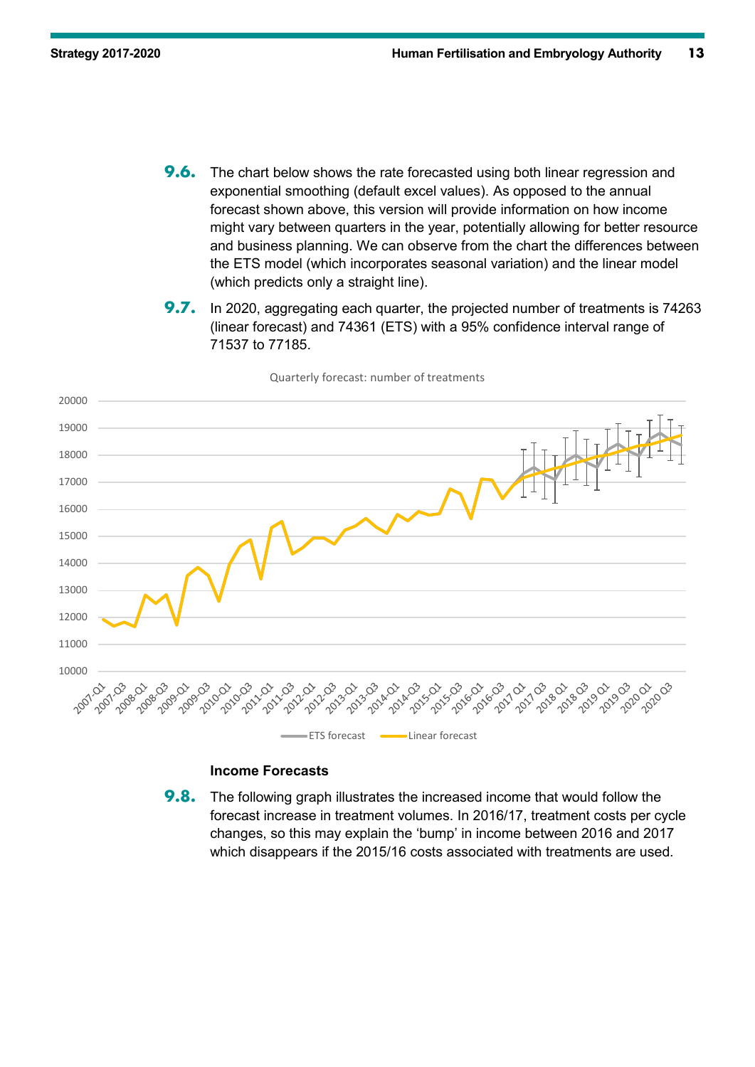**9.6.** The chart below shows the rate forecasted using both linear regression and exponential smoothing (default excel values). As opposed to the annual forecast shown above, this version will provide information on how income might vary between quarters in the year, potentially allowing for better resource and business planning. We can observe from the chart the differences between the ETS model (which incorporates seasonal variation) and the linear model (which predicts only a straight line).

**9.7.** In 2020, aggregating each quarter, the projected number of treatments is 74263 (linear forecast) and 74361 (ETS) with a 95% confidence interval range of 71537 to 77185.

Quarterly forecast: number of treatments

### Income Forecasts

**9.8.** The following graph illustrates the increased income that would follow the forecast increase in treatment volumes. In 2016/17, treatment costs per cycle changes, so this may explain the 'bump' in income between 2016 and 2017 which disappears if the 2015/16 costs associated with treatments are used.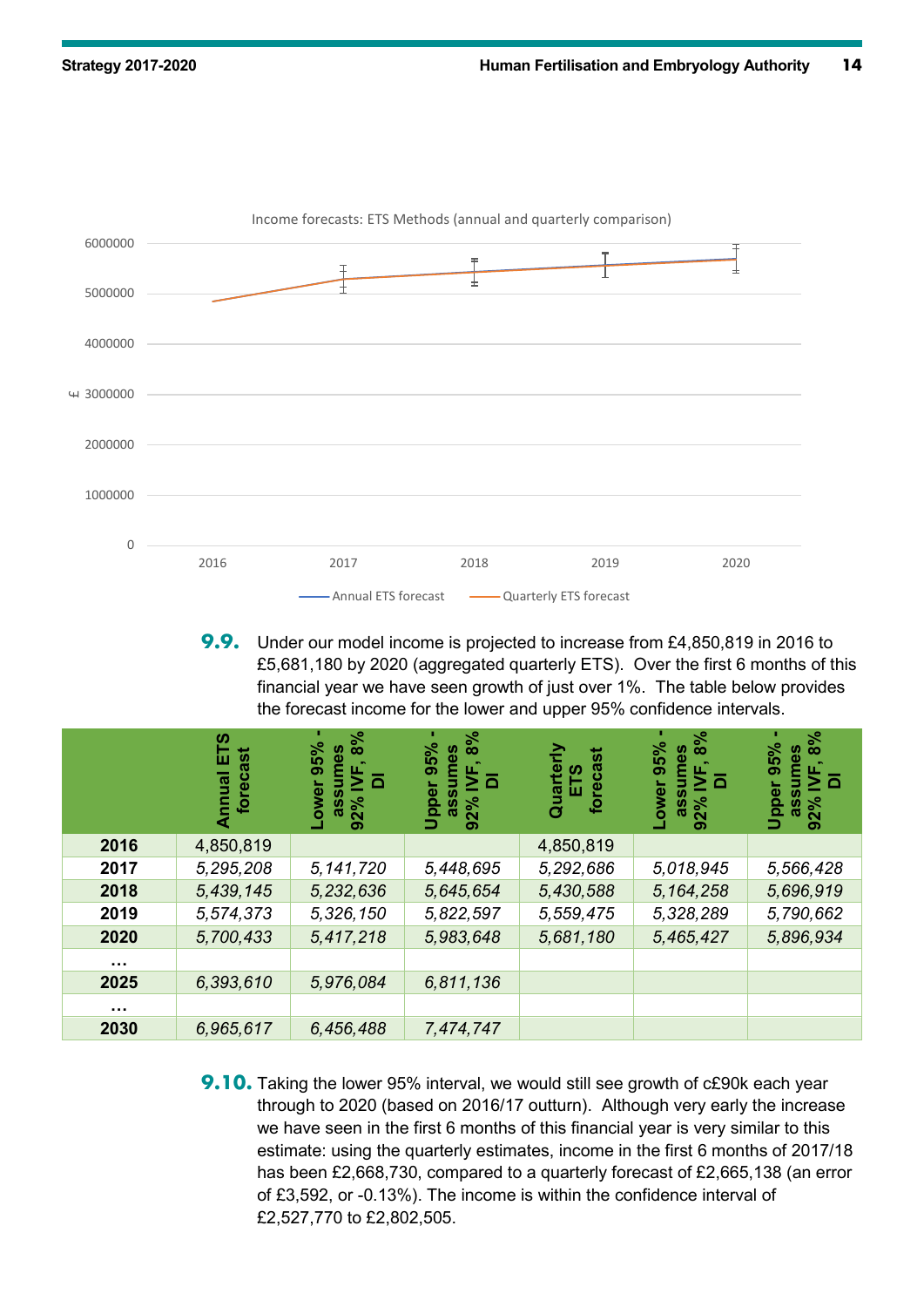Income forecasts: ETS Methods (annual and quarterly comparison)

**9.9.** Under our model income is projected to increase from £4,850,819 in 2016 to £5,681,180 by 2020 (aggregated quarterly ETS). Over the first 6 months of this financial year we have seen growth of just over 1%. The table below provides the forecast income for the lower and upper 95% confidence intervals.

| | Annual ETS forecast | Lower 95% - assumes 92% IVF, 8% DI | Upper 95% - assumes 92% IVF, 8% DI | Quarterly ETS forecast | Lower 95% - assumes 92% IVF, 8% DI | Upper 95% - assumes 92% IVF, 8% DI |
|---|---|---|---|---|---|---|
| **2016** | 4,850,819 | | | 4,850,819 | | |
| **2017** | *5,295,208* | *5,141,720* | *5,448,695* | *5,292,686* | *5,018,945* | *5,566,428* |
| **2018** | *5,439,145* | *5,232,636* | *5,645,654* | *5,430,588* | *5,164,258* | *5,696,919* |
| **2019** | *5,574,373* | *5,326,150* | *5,822,597* | *5,559,475* | *5,328,289* | *5,790,662* |
| **2020** | *5,700,433* | *5,417,218* | *5,983,648* | *5,681,180* | *5,465,427* | *5,896,934* |
| **…** | | | | | | |
| **2025** | *6,393,610* | *5,976,084* | *6,811,136* | | | |
| **…** | | | | | | |
| **2030** | *6,965,617* | *6,456,488* | *7,474,747* | | | |

**9.10.** Taking the lower 95% interval, we would still see growth of c£90k each year through to 2020 (based on 2016/17 outturn). Although very early the increase we have seen in the first 6 months of this financial year is very similar to this estimate: using the quarterly estimates, income in the first 6 months of 2017/18 has been £2,668,730, compared to a quarterly forecast of £2,665,138 (an error of £3,592, or -0.13%). The income is within the confidence interval of £2,527,770 to £2,802,505.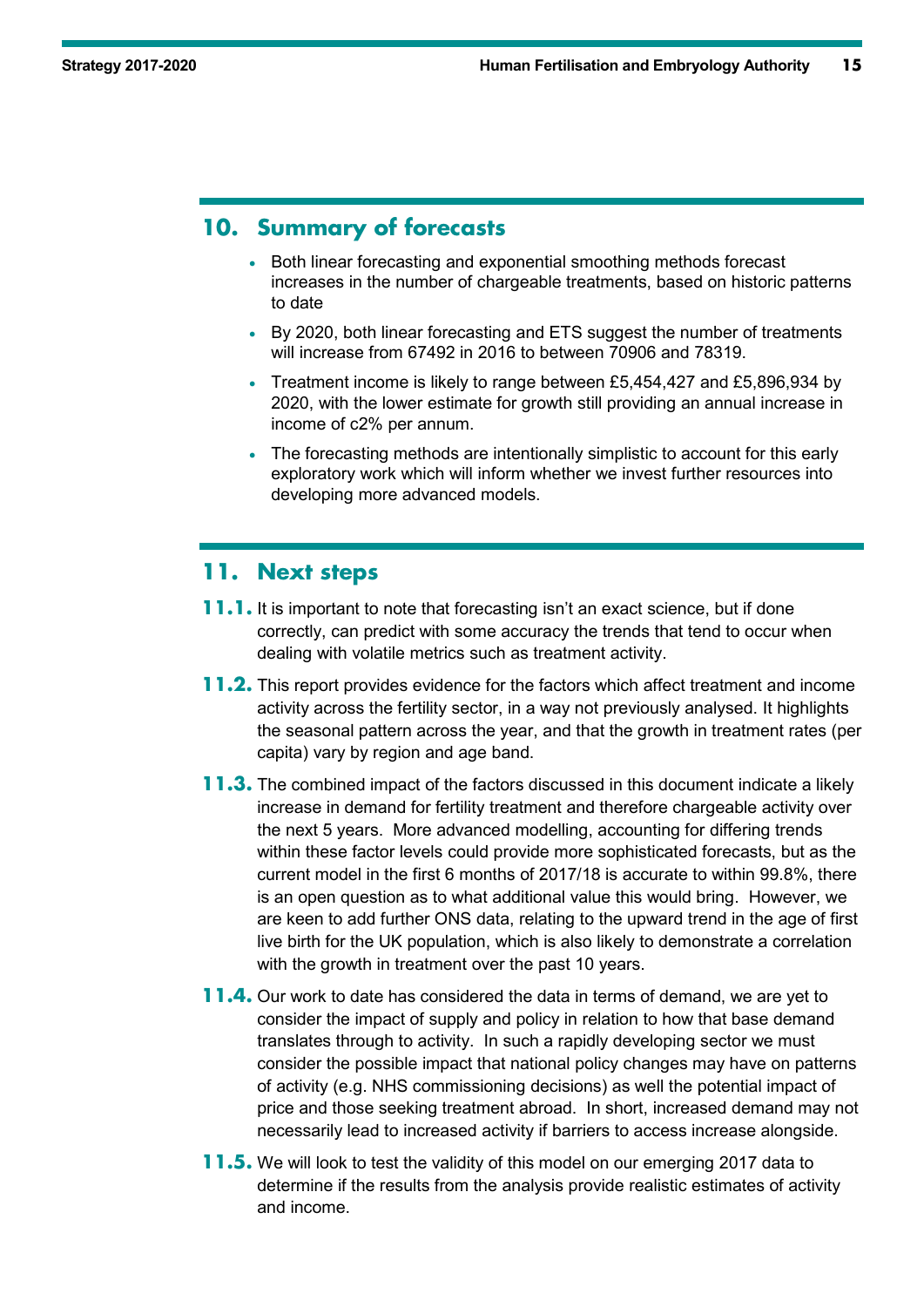## 10. Summary of forecasts

- Both linear forecasting and exponential smoothing methods forecast increases in the number of chargeable treatments, based on historic patterns to date
- By 2020, both linear forecasting and ETS suggest the number of treatments will increase from 67492 in 2016 to between 70906 and 78319.
- Treatment income is likely to range between £5,454,427 and £5,896,934 by 2020, with the lower estimate for growth still providing an annual increase in income of c2% per annum.
- The forecasting methods are intentionally simplistic to account for this early exploratory work which will inform whether we invest further resources into developing more advanced models.

## 11. Next steps

**11.1.** It is important to note that forecasting isn't an exact science, but if done correctly, can predict with some accuracy the trends that tend to occur when dealing with volatile metrics such as treatment activity.

**11.2.** This report provides evidence for the factors which affect treatment and income activity across the fertility sector, in a way not previously analysed. It highlights the seasonal pattern across the year, and that the growth in treatment rates (per capita) vary by region and age band.

**11.3.** The combined impact of the factors discussed in this document indicate a likely increase in demand for fertility treatment and therefore chargeable activity over the next 5 years. More advanced modelling, accounting for differing trends within these factor levels could provide more sophisticated forecasts, but as the current model in the first 6 months of 2017/18 is accurate to within 99.8%, there is an open question as to what additional value this would bring. However, we are keen to add further ONS data, relating to the upward trend in the age of first live birth for the UK population, which is also likely to demonstrate a correlation with the growth in treatment over the past 10 years.

**11.4.** Our work to date has considered the data in terms of demand, we are yet to consider the impact of supply and policy in relation to how that base demand translates through to activity. In such a rapidly developing sector we must consider the possible impact that national policy changes may have on patterns of activity (e.g. NHS commissioning decisions) as well the potential impact of price and those seeking treatment abroad. In short, increased demand may not necessarily lead to increased activity if barriers to access increase alongside.

**11.5.** We will look to test the validity of this model on our emerging 2017 data to determine if the results from the analysis provide realistic estimates of activity and income.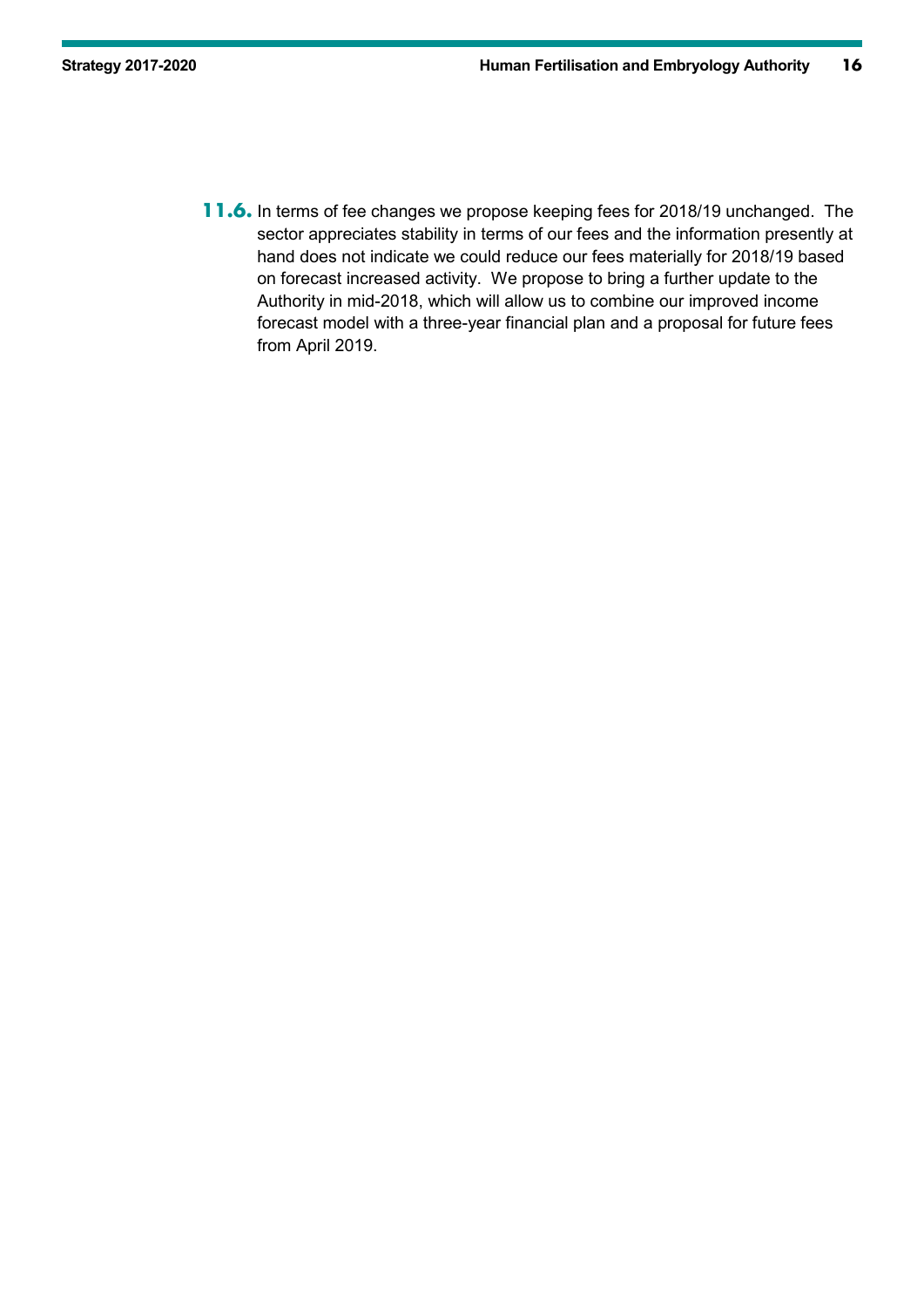**11.6.** In terms of fee changes we propose keeping fees for 2018/19 unchanged. The sector appreciates stability in terms of our fees and the information presently at hand does not indicate we could reduce our fees materially for 2018/19 based on forecast increased activity. We propose to bring a further update to the Authority in mid-2018, which will allow us to combine our improved income forecast model with a three-year financial plan and a proposal for future fees from April 2019.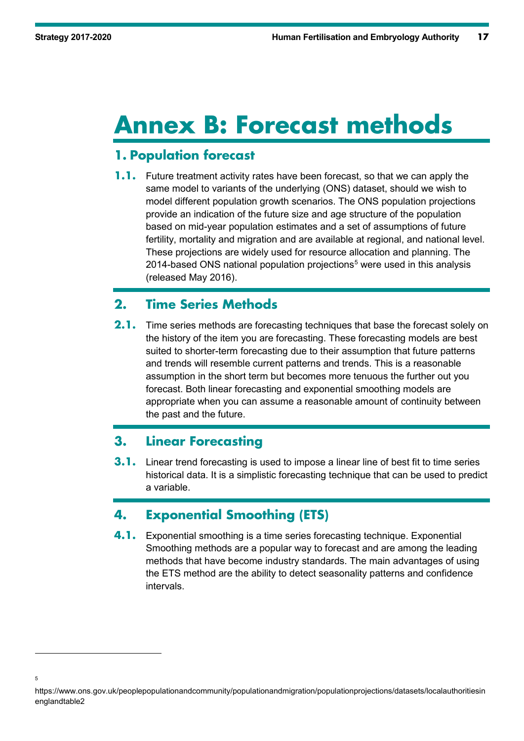# Annex B: Forecast methods

## 1. Population forecast

**1.1.** Future treatment activity rates have been forecast, so that we can apply the same model to variants of the underlying (ONS) dataset, should we wish to model different population growth scenarios. The ONS population projections provide an indication of the future size and age structure of the population based on mid-year population estimates and a set of assumptions of future fertility, mortality and migration and are available at regional, and national level. These projections are widely used for resource allocation and planning. The 2014-based ONS national population projections[5] were used in this analysis (released May 2016).

## 2. Time Series Methods

**2.1.** Time series methods are forecasting techniques that base the forecast solely on the history of the item you are forecasting. These forecasting models are best suited to shorter-term forecasting due to their assumption that future patterns and trends will resemble current patterns and trends. This is a reasonable assumption in the short term but becomes more tenuous the further out you forecast. Both linear forecasting and exponential smoothing models are appropriate when you can assume a reasonable amount of continuity between the past and the future.

## 3. Linear Forecasting

**3.1.** Linear trend forecasting is used to impose a linear line of best fit to time series historical data. It is a simplistic forecasting technique that can be used to predict a variable.

## 4. Exponential Smoothing (ETS)

**4.1.** Exponential smoothing is a time series forecasting technique. Exponential Smoothing methods are a popular way to forecast and are among the leading methods that have become industry standards. The main advantages of using the ETS method are the ability to detect seasonality patterns and confidence intervals.

---

[5] https://www.ons.gov.uk/peoplepopulationandcommunity/populationandmigration/populationprojections/datasets/localauthoritiesinenglandtable2